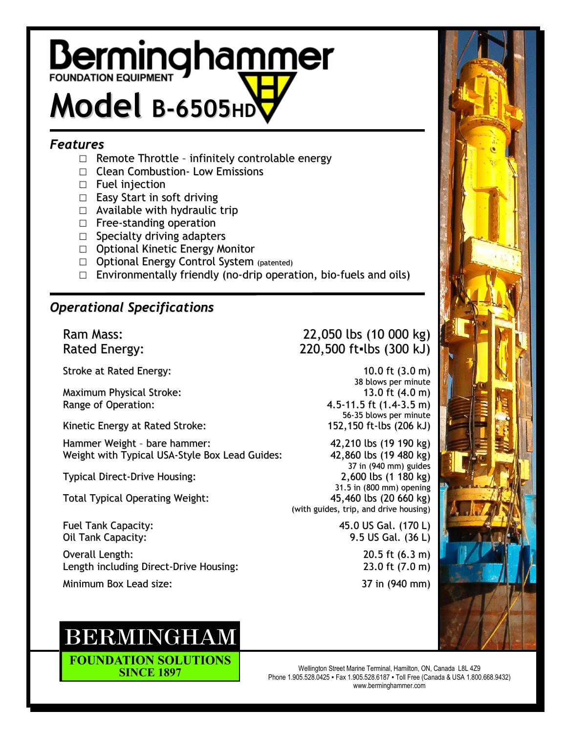# Berminghammer

FOUNDATION EQUIPMENT

# Model B-6505HD

## *Features*

- Remote Throttle – infinitely controlable energy
- Clean Combustion- Low Emissions
- Fuel injection
- Easy Start in soft driving
- Available with hydraulic trip
- Free-standing operation
- Specialty driving adapters
- Optional Kinetic Energy Monitor
- Optional Energy Control System (patented)
- Environmentally friendly (no-drip operation, bio-fuels and oils)

## *Operational Specifications*

| | |
|---|---|
| Ram Mass: | 22,050 lbs (10 000 kg) |
| Rated Energy: | 220,500 ft▪lbs (300 kJ) |
| Stroke at Rated Energy: | 10.0 ft (3.0 m)<br>38 blows per minute |
| Maximum Physical Stroke: | 13.0 ft (4.0 m) |
| Range of Operation: | 4.5-11.5 ft (1.4-3.5 m)<br>56-35 blows per minute |
| Kinetic Energy at Rated Stroke: | 152,150 ft-lbs (206 kJ) |
| Hammer Weight – bare hammer: | 42,210 lbs (19 190 kg) |
| Weight with Typical USA-Style Box Lead Guides: | 42,860 lbs (19 480 kg)<br>37 in (940 mm) guides |
| Typical Direct-Drive Housing: | 2,600 lbs (1 180 kg)<br>31.5 in (800 mm) opening |
| Total Typical Operating Weight: | 45,460 lbs (20 660 kg)<br>(with guides, trip, and drive housing) |
| Fuel Tank Capacity: | 45.0 US Gal. (170 L) |
| Oil Tank Capacity: | 9.5 US Gal. (36 L) |
| Overall Length: | 20.5 ft (6.3 m) |
| Length including Direct-Drive Housing: | 23.0 ft (7.0 m) |
| Minimum Box Lead size: | 37 in (940 mm) |

BERMINGHAM
FOUNDATION SOLUTIONS
SINCE 1897

Wellington Street Marine Terminal, Hamilton, ON, Canada L8L 4Z9
Phone 1.905.528.0425 ▪ Fax 1.905.528.6187 ▪ Toll Free (Canada & USA 1.800.668.9432)
www.berminghammer.com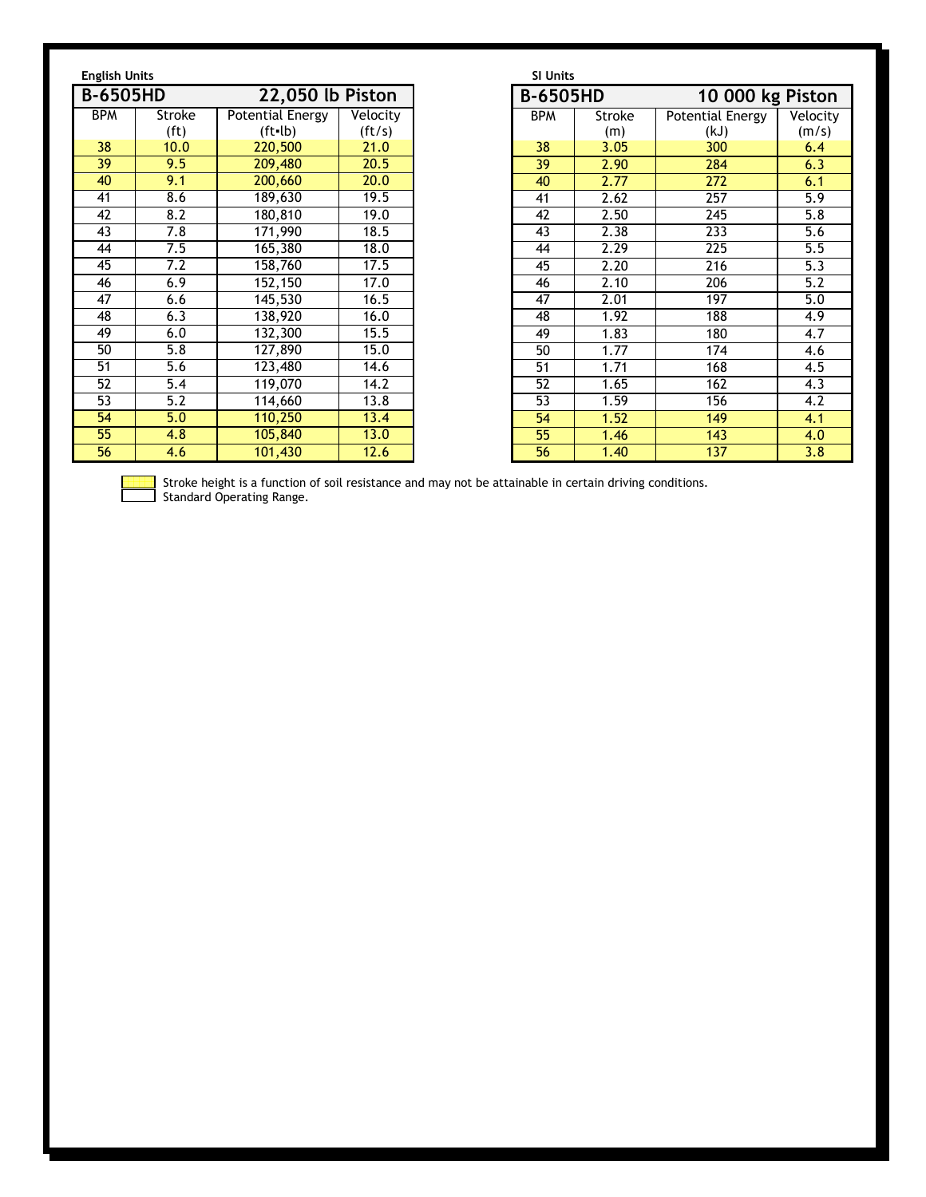**English Units**

| B-6505HD | 22,050 lb Piston | | |
|---|---|---|---|
| BPM | Stroke (ft) | Potential Energy (ft•lb) | Velocity (ft/s) |
| 38 | 10.0 | 220,500 | 21.0 |
| 39 | 9.5 | 209,480 | 20.5 |
| 40 | 9.1 | 200,660 | 20.0 |
| 41 | 8.6 | 189,630 | 19.5 |
| 42 | 8.2 | 180,810 | 19.0 |
| 43 | 7.8 | 171,990 | 18.5 |
| 44 | 7.5 | 165,380 | 18.0 |
| 45 | 7.2 | 158,760 | 17.5 |
| 46 | 6.9 | 152,150 | 17.0 |
| 47 | 6.6 | 145,530 | 16.5 |
| 48 | 6.3 | 138,920 | 16.0 |
| 49 | 6.0 | 132,300 | 15.5 |
| 50 | 5.8 | 127,890 | 15.0 |
| 51 | 5.6 | 123,480 | 14.6 |
| 52 | 5.4 | 119,070 | 14.2 |
| 53 | 5.2 | 114,660 | 13.8 |
| 54 | 5.0 | 110,250 | 13.4 |
| 55 | 4.8 | 105,840 | 13.0 |
| 56 | 4.6 | 101,430 | 12.6 |

**SI Units**

| B-6505HD | 10 000 kg Piston | | |
|---|---|---|---|
| BPM | Stroke (m) | Potential Energy (kJ) | Velocity (m/s) |
| 38 | 3.05 | 300 | 6.4 |
| 39 | 2.90 | 284 | 6.3 |
| 40 | 2.77 | 272 | 6.1 |
| 41 | 2.62 | 257 | 5.9 |
| 42 | 2.50 | 245 | 5.8 |
| 43 | 2.38 | 233 | 5.6 |
| 44 | 2.29 | 225 | 5.5 |
| 45 | 2.20 | 216 | 5.3 |
| 46 | 2.10 | 206 | 5.2 |
| 47 | 2.01 | 197 | 5.0 |
| 48 | 1.92 | 188 | 4.9 |
| 49 | 1.83 | 180 | 4.7 |
| 50 | 1.77 | 174 | 4.6 |
| 51 | 1.71 | 168 | 4.5 |
| 52 | 1.65 | 162 | 4.3 |
| 53 | 1.59 | 156 | 4.2 |
| 54 | 1.52 | 149 | 4.1 |
| 55 | 1.46 | 143 | 4.0 |
| 56 | 1.40 | 137 | 3.8 |

(Yellow) Stroke height is a function of soil resistance and may not be attainable in certain driving conditions.

(White) Standard Operating Range.